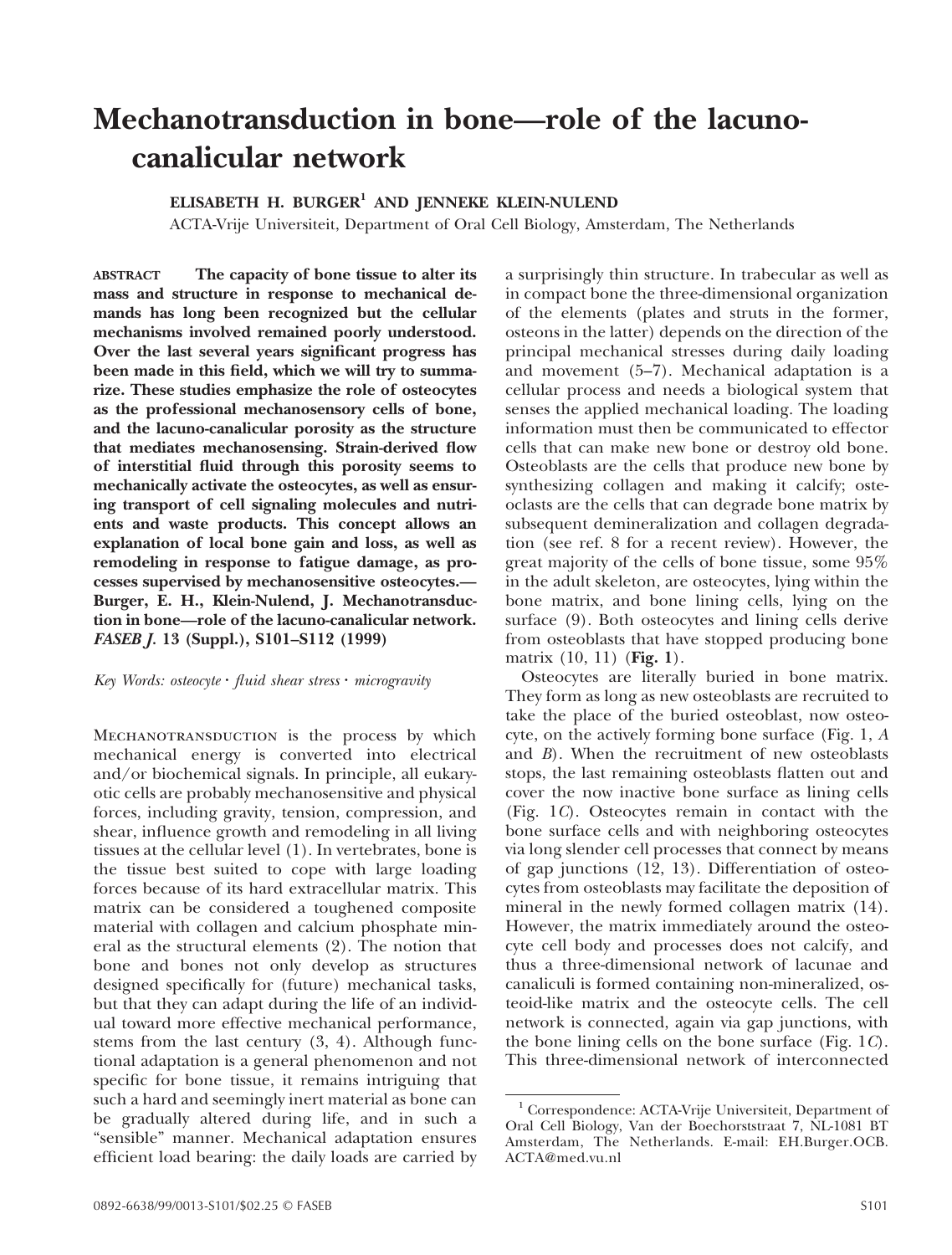# Mechanotransduction in bone—role of the lacuno-canalicular network

**ELISABETH H. BURGER[1] AND JENNEKE KLEIN-NULEND**

ACTA-Vrije Universiteit, Department of Oral Cell Biology, Amsterdam, The Netherlands

**ABSTRACT The capacity of bone tissue to alter its mass and structure in response to mechanical demands has long been recognized but the cellular mechanisms involved remained poorly understood. Over the last several years significant progress has been made in this field, which we will try to summarize. These studies emphasize the role of osteocytes as the professional mechanosensory cells of bone, and the lacuno-canalicular porosity as the structure that mediates mechanosensing. Strain-derived flow of interstitial fluid through this porosity seems to mechanically activate the osteocytes, as well as ensuring transport of cell signaling molecules and nutrients and waste products. This concept allows an explanation of local bone gain and loss, as well as remodeling in response to fatigue damage, as processes supervised by mechanosensitive osteocytes.—Burger, E. H., Klein-Nulend, J. Mechanotransduction in bone—role of the lacuno-canalicular network. *FASEB J.* 13 (Suppl.), S101–S112 (1999)**

*Key Words: osteocyte · fluid shear stress · microgravity*

Mechanotransduction is the process by which mechanical energy is converted into electrical and/or biochemical signals. In principle, all eukaryotic cells are probably mechanosensitive and physical forces, including gravity, tension, compression, and shear, influence growth and remodeling in all living tissues at the cellular level (1). In vertebrates, bone is the tissue best suited to cope with large loading forces because of its hard extracellular matrix. This matrix can be considered a toughened composite material with collagen and calcium phosphate mineral as the structural elements (2). The notion that bone and bones not only develop as structures designed specifically for (future) mechanical tasks, but that they can adapt during the life of an individual toward more effective mechanical performance, stems from the last century (3, 4). Although functional adaptation is a general phenomenon and not specific for bone tissue, it remains intriguing that such a hard and seemingly inert material as bone can be gradually altered during life, and in such a "sensible" manner. Mechanical adaptation ensures efficient load bearing: the daily loads are carried by a surprisingly thin structure. In trabecular as well as in compact bone the three-dimensional organization of the elements (plates and struts in the former, osteons in the latter) depends on the direction of the principal mechanical stresses during daily loading and movement (5–7). Mechanical adaptation is a cellular process and needs a biological system that senses the applied mechanical loading. The loading information must then be communicated to effector cells that can make new bone or destroy old bone. Osteoblasts are the cells that produce new bone by synthesizing collagen and making it calcify; osteoclasts are the cells that can degrade bone matrix by subsequent demineralization and collagen degradation (see ref. 8 for a recent review). However, the great majority of the cells of bone tissue, some 95% in the adult skeleton, are osteocytes, lying within the bone matrix, and bone lining cells, lying on the surface (9). Both osteocytes and lining cells derive from osteoblasts that have stopped producing bone matrix (10, 11) (**Fig. 1**).

Osteocytes are literally buried in bone matrix. They form as long as new osteoblasts are recruited to take the place of the buried osteoblast, now osteocyte, on the actively forming bone surface (Fig. 1, *A* and *B*). When the recruitment of new osteoblasts stops, the last remaining osteoblasts flatten out and cover the now inactive bone surface as lining cells (Fig. 1*C*). Osteocytes remain in contact with the bone surface cells and with neighboring osteocytes via long slender cell processes that connect by means of gap junctions (12, 13). Differentiation of osteocytes from osteoblasts may facilitate the deposition of mineral in the newly formed collagen matrix (14). However, the matrix immediately around the osteocyte cell body and processes does not calcify, and thus a three-dimensional network of lacunae and canaliculi is formed containing non-mineralized, osteoid-like matrix and the osteocyte cells. The cell network is connected, again via gap junctions, with the bone lining cells on the bone surface (Fig. 1*C*). This three-dimensional network of interconnected

[1] Correspondence: ACTA-Vrije Universiteit, Department of Oral Cell Biology, Van der Boechorststraat 7, NL-1081 BT Amsterdam, The Netherlands. E-mail: EH.Burger.OCB.ACTA@med.vu.nl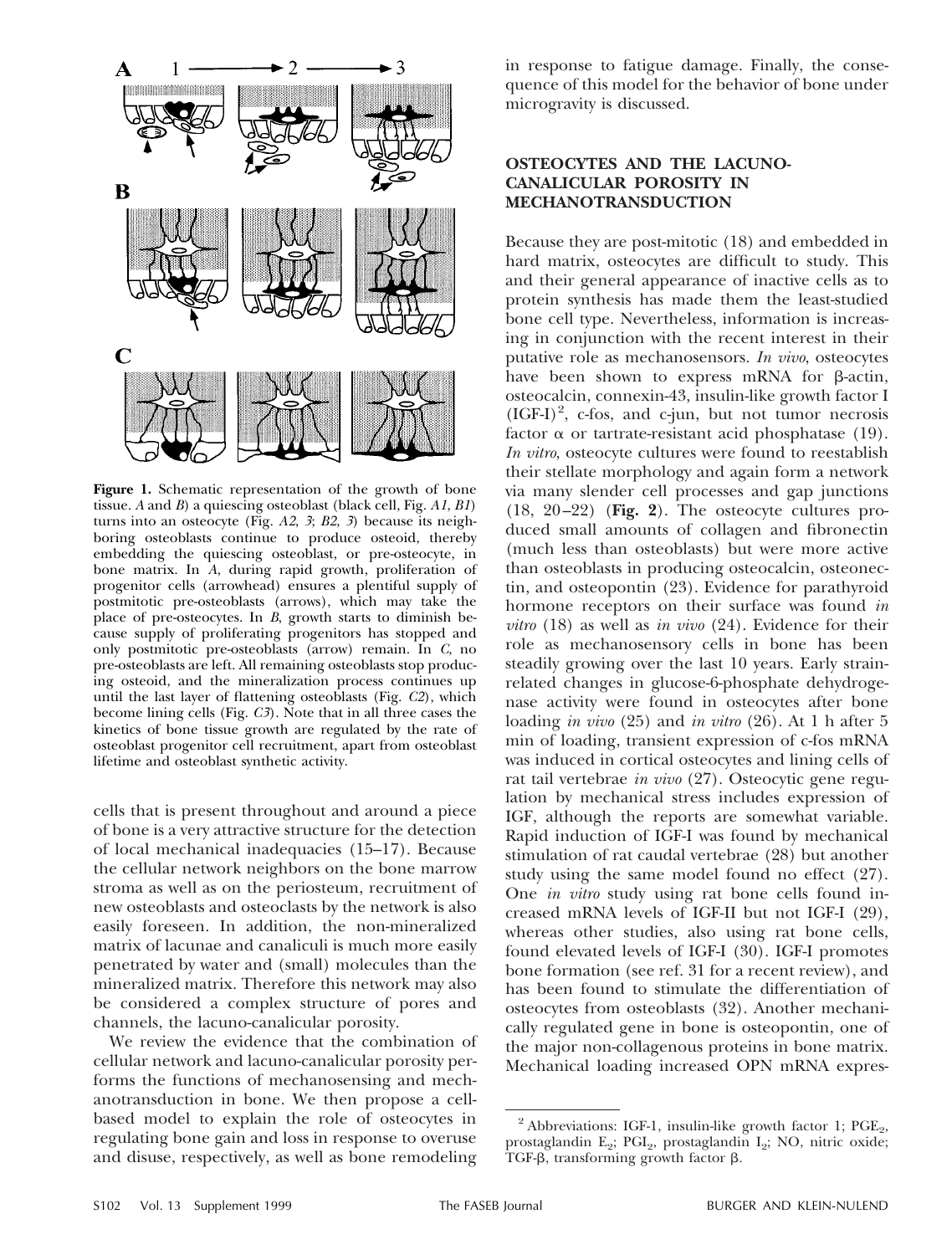**Figure 1.** Schematic representation of the growth of bone tissue. *A* and *B*) a quiescing osteoblast (black cell, Fig. *A1*, *B1*) turns into an osteocyte (Fig. *A2*, *3*; *B2*, *3*) because its neighboring osteoblasts continue to produce osteoid, thereby embedding the quiescing osteoblast, or pre-osteocyte, in bone matrix. In *A*, during rapid growth, proliferation of progenitor cells (arrowhead) ensures a plentiful supply of postmitotic pre-osteoblasts (arrows), which may take the place of pre-osteocytes. In *B*, growth starts to diminish because supply of proliferating progenitors has stopped and only postmitotic pre-osteoblasts (arrow) remain. In *C*, no pre-osteoblasts are left. All remaining osteoblasts stop producing osteoid, and the mineralization process continues up until the last layer of flattening osteoblasts (Fig. *C2*), which become lining cells (Fig. *C3*). Note that in all three cases the kinetics of bone tissue growth are regulated by the rate of osteoblast progenitor cell recruitment, apart from osteoblast lifetime and osteoblast synthetic activity.

cells that is present throughout and around a piece of bone is a very attractive structure for the detection of local mechanical inadequacies (15–17). Because the cellular network neighbors on the bone marrow stroma as well as on the periosteum, recruitment of new osteoblasts and osteoclasts by the network is also easily foreseen. In addition, the non-mineralized matrix of lacunae and canaliculi is much more easily penetrated by water and (small) molecules than the mineralized matrix. Therefore this network may also be considered a complex structure of pores and channels, the lacuno-canalicular porosity.

We review the evidence that the combination of cellular network and lacuno-canalicular porosity performs the functions of mechanosensing and mechanotransduction in bone. We then propose a cell-based model to explain the role of osteocytes in regulating bone gain and loss in response to overuse and disuse, respectively, as well as bone remodeling in response to fatigue damage. Finally, the consequence of this model for the behavior of bone under microgravity is discussed.

## OSTEOCYTES AND THE LACUNO-CANALICULAR POROSITY IN MECHANOTRANSDUCTION

Because they are post-mitotic (18) and embedded in hard matrix, osteocytes are difficult to study. This and their general appearance of inactive cells as to protein synthesis has made them the least-studied bone cell type. Nevertheless, information is increasing in conjunction with the recent interest in their putative role as mechanosensors. *In vivo*, osteocytes have been shown to express mRNA for β-actin, osteocalcin, connexin-43, insulin-like growth factor I (IGF-I)[2], c-fos, and c-jun, but not tumor necrosis factor α or tartrate-resistant acid phosphatase (19). *In vitro*, osteocyte cultures were found to reestablish their stellate morphology and again form a network via many slender cell processes and gap junctions (18, 20–22) (**Fig. 2**). The osteocyte cultures produced small amounts of collagen and fibronectin (much less than osteoblasts) but were more active than osteoblasts in producing osteocalcin, osteonectin, and osteopontin (23). Evidence for parathyroid hormone receptors on their surface was found *in vitro* (18) as well as *in vivo* (24). Evidence for their role as mechanosensory cells in bone has been steadily growing over the last 10 years. Early strain-related changes in glucose-6-phosphate dehydrogenase activity were found in osteocytes after bone loading *in vivo* (25) and *in vitro* (26). At 1 h after 5 min of loading, transient expression of c-fos mRNA was induced in cortical osteocytes and lining cells of rat tail vertebrae *in vivo* (27). Osteocytic gene regulation by mechanical stress includes expression of IGF, although the reports are somewhat variable. Rapid induction of IGF-I was found by mechanical stimulation of rat caudal vertebrae (28) but another study using the same model found no effect (27). One *in vitro* study using rat bone cells found increased mRNA levels of IGF-II but not IGF-I (29), whereas other studies, also using rat bone cells, found elevated levels of IGF-I (30). IGF-I promotes bone formation (see ref. 31 for a recent review), and has been found to stimulate the differentiation of osteocytes from osteoblasts (32). Another mechanically regulated gene in bone is osteopontin, one of the major non-collagenous proteins in bone matrix. Mechanical loading increased OPN mRNA expres-

[2] Abbreviations: IGF-1, insulin-like growth factor 1; $PGE_2$, prostaglandin $E_2$; $PGI_2$, prostaglandin $I_2$; NO, nitric oxide; TGF-β, transforming growth factor β.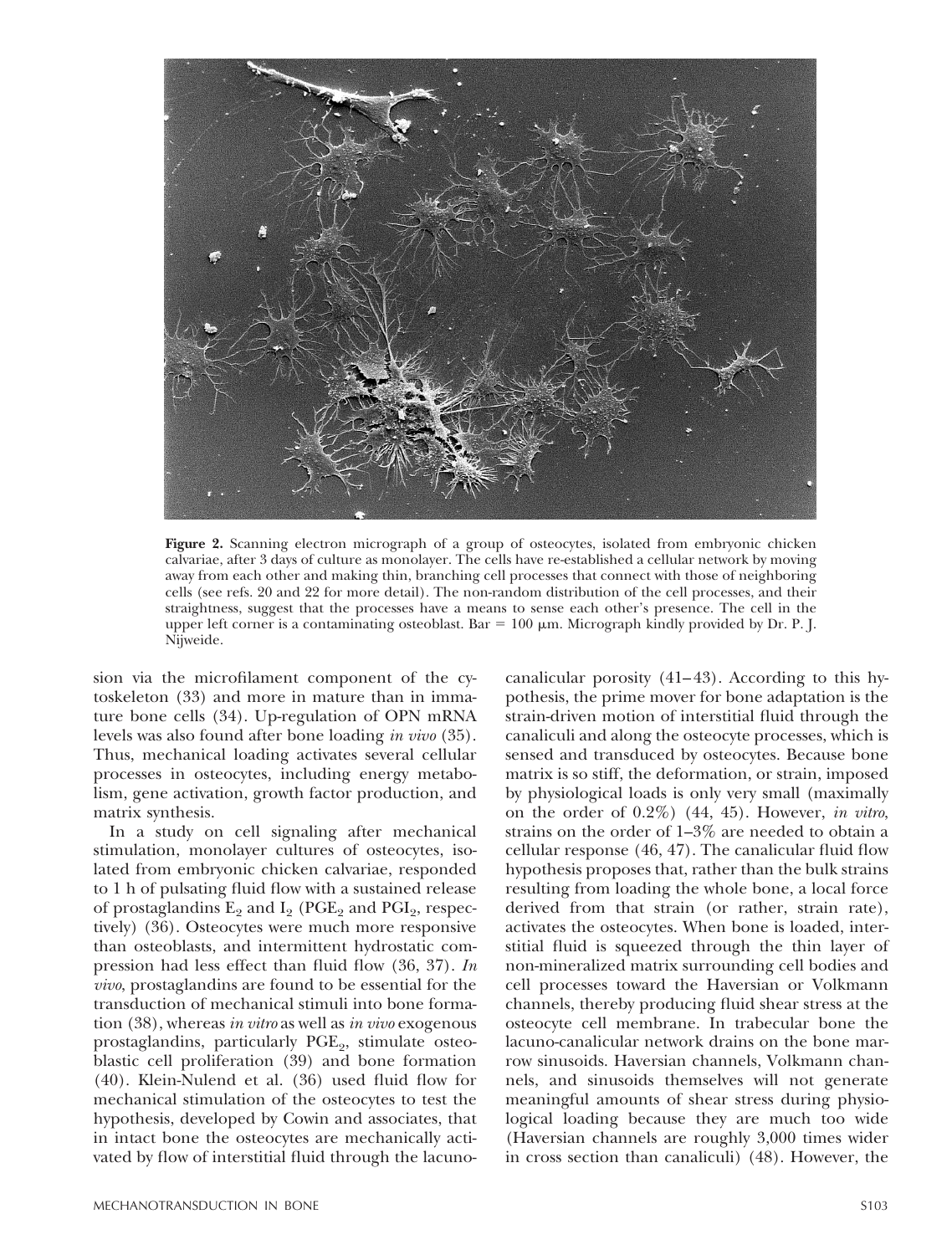**Figure 2.** Scanning electron micrograph of a group of osteocytes, isolated from embryonic chicken calvariae, after 3 days of culture as monolayer. The cells have re-established a cellular network by moving away from each other and making thin, branching cell processes that connect with those of neighboring cells (see refs. 20 and 22 for more detail). The non-random distribution of the cell processes, and their straightness, suggest that the processes have a means to sense each other's presence. The cell in the upper left corner is a contaminating osteoblast. Bar = 100 μm. Micrograph kindly provided by Dr. P. J. Nijweide.

sion via the microfilament component of the cytoskeleton (33) and more in mature than in immature bone cells (34). Up-regulation of OPN mRNA levels was also found after bone loading *in vivo* (35). Thus, mechanical loading activates several cellular processes in osteocytes, including energy metabolism, gene activation, growth factor production, and matrix synthesis.

In a study on cell signaling after mechanical stimulation, monolayer cultures of osteocytes, isolated from embryonic chicken calvariae, responded to 1 h of pulsating fluid flow with a sustained release of prostaglandins $E_2$ and $I_2$ ($PGE_2$ and $PGI_2$, respectively) (36). Osteocytes were much more responsive than osteoblasts, and intermittent hydrostatic compression had less effect than fluid flow (36, 37). *In vivo*, prostaglandins are found to be essential for the transduction of mechanical stimuli into bone formation (38), whereas *in vitro* as well as *in vivo* exogenous prostaglandins, particularly $PGE_2$, stimulate osteoblastic cell proliferation (39) and bone formation (40). Klein-Nulend et al. (36) used fluid flow for mechanical stimulation of the osteocytes to test the hypothesis, developed by Cowin and associates, that in intact bone the osteocytes are mechanically activated by flow of interstitial fluid through the lacuno-canalicular porosity (41–43). According to this hypothesis, the prime mover for bone adaptation is the strain-driven motion of interstitial fluid through the canaliculi and along the osteocyte processes, which is sensed and transduced by osteocytes. Because bone matrix is so stiff, the deformation, or strain, imposed by physiological loads is only very small (maximally on the order of 0.2%) (44, 45). However, *in vitro*, strains on the order of 1–3% are needed to obtain a cellular response (46, 47). The canalicular fluid flow hypothesis proposes that, rather than the bulk strains resulting from loading the whole bone, a local force derived from that strain (or rather, strain rate), activates the osteocytes. When bone is loaded, interstitial fluid is squeezed through the thin layer of non-mineralized matrix surrounding cell bodies and cell processes toward the Haversian or Volkmann channels, thereby producing fluid shear stress at the osteocyte cell membrane. In trabecular bone the lacuno-canalicular network drains on the bone marrow sinusoids. Haversian channels, Volkmann channels, and sinusoids themselves will not generate meaningful amounts of shear stress during physiological loading because they are much too wide (Haversian channels are roughly 3,000 times wider in cross section than canaliculi) (48). However, the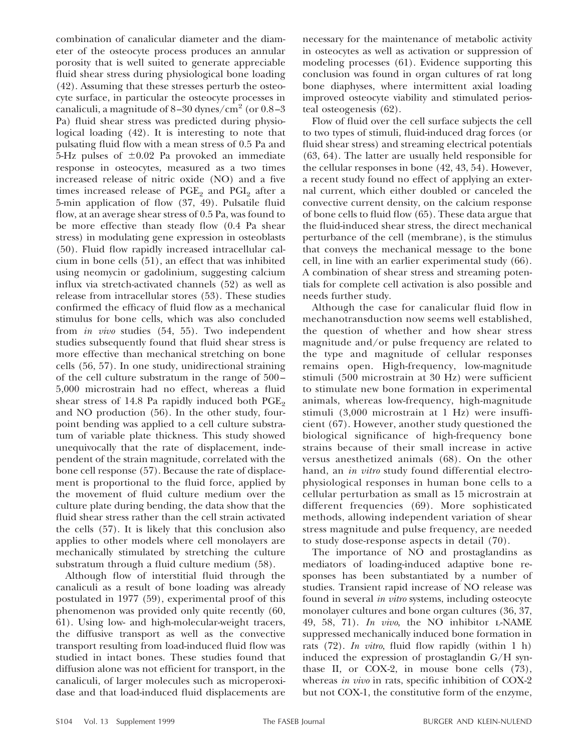combination of canalicular diameter and the diameter of the osteocyte process produces an annular porosity that is well suited to generate appreciable fluid shear stress during physiological bone loading (42). Assuming that these stresses perturb the osteocyte surface, in particular the osteocyte processes in canaliculi, a magnitude of 8–30 dynes/cm$^2$ (or 0.8–3 Pa) fluid shear stress was predicted during physiological loading (42). It is interesting to note that pulsating fluid flow with a mean stress of 0.5 Pa and 5-Hz pulses of $\pm 0.02$ Pa provoked an immediate response in osteocytes, measured as a two times increased release of nitric oxide (NO) and a five times increased release of $PGE_2$ and $PGI_2$ after a 5-min application of flow (37, 49). Pulsatile fluid flow, at an average shear stress of 0.5 Pa, was found to be more effective than steady flow (0.4 Pa shear stress) in modulating gene expression in osteoblasts (50). Fluid flow rapidly increased intracellular calcium in bone cells (51), an effect that was inhibited using neomycin or gadolinium, suggesting calcium influx via stretch-activated channels (52) as well as release from intracellular stores (53). These studies confirmed the efficacy of fluid flow as a mechanical stimulus for bone cells, which was also concluded from *in vivo* studies (54, 55). Two independent studies subsequently found that fluid shear stress is more effective than mechanical stretching on bone cells (56, 57). In one study, unidirectional straining of the cell culture substratum in the range of 500–5,000 microstrain had no effect, whereas a fluid shear stress of 14.8 Pa rapidly induced both $PGE_2$ and NO production (56). In the other study, four-point bending was applied to a cell culture substratum of variable plate thickness. This study showed unequivocally that the rate of displacement, independent of the strain magnitude, correlated with the bone cell response (57). Because the rate of displacement is proportional to the fluid force, applied by the movement of fluid culture medium over the culture plate during bending, the data show that the fluid shear stress rather than the cell strain activated the cells (57). It is likely that this conclusion also applies to other models where cell monolayers are mechanically stimulated by stretching the culture substratum through a fluid culture medium (58).

Although flow of interstitial fluid through the canaliculi as a result of bone loading was already postulated in 1977 (59), experimental proof of this phenomenon was provided only quite recently (60, 61). Using low- and high-molecular-weight tracers, the diffusive transport as well as the convective transport resulting from load-induced fluid flow was studied in intact bones. These studies found that diffusion alone was not efficient for transport, in the canaliculi, of larger molecules such as microperoxidase and that load-induced fluid displacements are necessary for the maintenance of metabolic activity in osteocytes as well as activation or suppression of modeling processes (61). Evidence supporting this conclusion was found in organ cultures of rat long bone diaphyses, where intermittent axial loading improved osteocyte viability and stimulated periosteal osteogenesis (62).

Flow of fluid over the cell surface subjects the cell to two types of stimuli, fluid-induced drag forces (or fluid shear stress) and streaming electrical potentials (63, 64). The latter are usually held responsible for the cellular responses in bone (42, 43, 54). However, a recent study found no effect of applying an external current, which either doubled or canceled the convective current density, on the calcium response of bone cells to fluid flow (65). These data argue that the fluid-induced shear stress, the direct mechanical perturbance of the cell (membrane), is the stimulus that conveys the mechanical message to the bone cell, in line with an earlier experimental study (66). A combination of shear stress and streaming potentials for complete cell activation is also possible and needs further study.

Although the case for canalicular fluid flow in mechanotransduction now seems well established, the question of whether and how shear stress magnitude and/or pulse frequency are related to the type and magnitude of cellular responses remains open. High-frequency, low-magnitude stimuli (500 microstrain at 30 Hz) were sufficient to stimulate new bone formation in experimental animals, whereas low-frequency, high-magnitude stimuli (3,000 microstrain at 1 Hz) were insufficient (67). However, another study questioned the biological significance of high-frequency bone strains because of their small increase in active versus anesthetized animals (68). On the other hand, an *in vitro* study found differential electrophysiological responses in human bone cells to a cellular perturbation as small as 15 microstrain at different frequencies (69). More sophisticated methods, allowing independent variation of shear stress magnitude and pulse frequency, are needed to study dose-response aspects in detail (70).

The importance of NO and prostaglandins as mediators of loading-induced adaptive bone responses has been substantiated by a number of studies. Transient rapid increase of NO release was found in several *in vitro* systems, including osteocyte monolayer cultures and bone organ cultures (36, 37, 49, 58, 71). *In vivo*, the NO inhibitor L-NAME suppressed mechanically induced bone formation in rats (72). *In vitro*, fluid flow rapidly (within 1 h) induced the expression of prostaglandin G/H synthase II, or COX-2, in mouse bone cells (73), whereas *in vivo* in rats, specific inhibition of COX-2 but not COX-1, the constitutive form of the enzyme,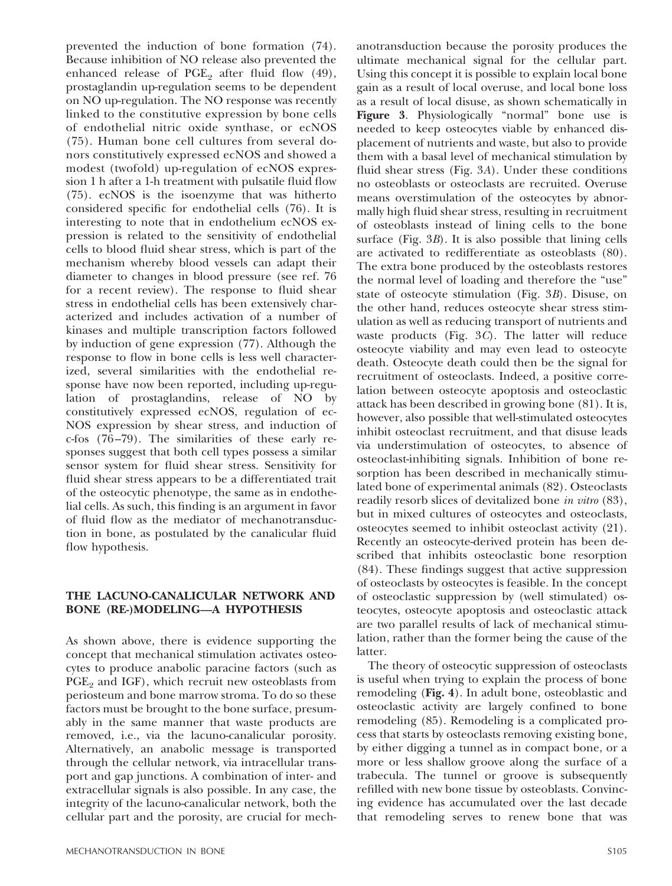prevented the induction of bone formation (74). Because inhibition of NO release also prevented the enhanced release of $PGE_2$ after fluid flow (49), prostaglandin up-regulation seems to be dependent on NO up-regulation. The NO response was recently linked to the constitutive expression by bone cells of endothelial nitric oxide synthase, or ecNOS (75). Human bone cell cultures from several donors constitutively expressed ecNOS and showed a modest (twofold) up-regulation of ecNOS expression 1 h after a 1-h treatment with pulsatile fluid flow (75). ecNOS is the isoenzyme that was hitherto considered specific for endothelial cells (76). It is interesting to note that in endothelium ecNOS expression is related to the sensitivity of endothelial cells to blood fluid shear stress, which is part of the mechanism whereby blood vessels can adapt their diameter to changes in blood pressure (see ref. 76 for a recent review). The response to fluid shear stress in endothelial cells has been extensively characterized and includes activation of a number of kinases and multiple transcription factors followed by induction of gene expression (77). Although the response to flow in bone cells is less well characterized, several similarities with the endothelial response have now been reported, including up-regulation of prostaglandins, release of NO by constitutively expressed ecNOS, regulation of ecNOS expression by shear stress, and induction of c-fos (76–79). The similarities of these early responses suggest that both cell types possess a similar sensor system for fluid shear stress. Sensitivity for fluid shear stress appears to be a differentiated trait of the osteocytic phenotype, the same as in endothelial cells. As such, this finding is an argument in favor of fluid flow as the mediator of mechanotransduction in bone, as postulated by the canalicular fluid flow hypothesis.

## THE LACUNO-CANALICULAR NETWORK AND BONE (RE-)MODELING—A HYPOTHESIS

As shown above, there is evidence supporting the concept that mechanical stimulation activates osteocytes to produce anabolic paracine factors (such as $PGE_2$ and IGF), which recruit new osteoblasts from periosteum and bone marrow stroma. To do so these factors must be brought to the bone surface, presumably in the same manner that waste products are removed, i.e., via the lacuno-canalicular porosity. Alternatively, an anabolic message is transported through the cellular network, via intracellular transport and gap junctions. A combination of inter- and extracellular signals is also possible. In any case, the integrity of the lacuno-canalicular network, both the cellular part and the porosity, are crucial for mechanotransduction because the porosity produces the ultimate mechanical signal for the cellular part. Using this concept it is possible to explain local bone gain as a result of local overuse, and local bone loss as a result of local disuse, as shown schematically in **Figure 3**. Physiologically "normal" bone use is needed to keep osteocytes viable by enhanced displacement of nutrients and waste, but also to provide them with a basal level of mechanical stimulation by fluid shear stress (Fig. 3*A*). Under these conditions no osteoblasts or osteoclasts are recruited. Overuse means overstimulation of the osteocytes by abnormally high fluid shear stress, resulting in recruitment of osteoblasts instead of lining cells to the bone surface (Fig. 3*B*). It is also possible that lining cells are activated to redifferentiate as osteoblasts (80). The extra bone produced by the osteoblasts restores the normal level of loading and therefore the "use" state of osteocyte stimulation (Fig. 3*B*). Disuse, on the other hand, reduces osteocyte shear stress stimulation as well as reducing transport of nutrients and waste products (Fig. 3*C*). The latter will reduce osteocyte viability and may even lead to osteocyte death. Osteocyte death could then be the signal for recruitment of osteoclasts. Indeed, a positive correlation between osteocyte apoptosis and osteoclastic attack has been described in growing bone (81). It is, however, also possible that well-stimulated osteocytes inhibit osteoclast recruitment, and that disuse leads via understimulation of osteocytes, to absence of osteoclast-inhibiting signals. Inhibition of bone resorption has been described in mechanically stimulated bone of experimental animals (82). Osteoclasts readily resorb slices of devitalized bone *in vitro* (83), but in mixed cultures of osteocytes and osteoclasts, osteocytes seemed to inhibit osteoclast activity (21). Recently an osteocyte-derived protein has been described that inhibits osteoclastic bone resorption (84). These findings suggest that active suppression of osteoclasts by osteocytes is feasible. In the concept of osteoclastic suppression by (well stimulated) osteocytes, osteocyte apoptosis and osteoclastic attack are two parallel results of lack of mechanical stimulation, rather than the former being the cause of the latter.

The theory of osteocytic suppression of osteoclasts is useful when trying to explain the process of bone remodeling (**Fig. 4**). In adult bone, osteoblastic and osteoclastic activity are largely confined to bone remodeling (85). Remodeling is a complicated process that starts by osteoclasts removing existing bone, by either digging a tunnel as in compact bone, or a more or less shallow groove along the surface of a trabecula. The tunnel or groove is subsequently refilled with new bone tissue by osteoblasts. Convincing evidence has accumulated over the last decade that remodeling serves to renew bone that was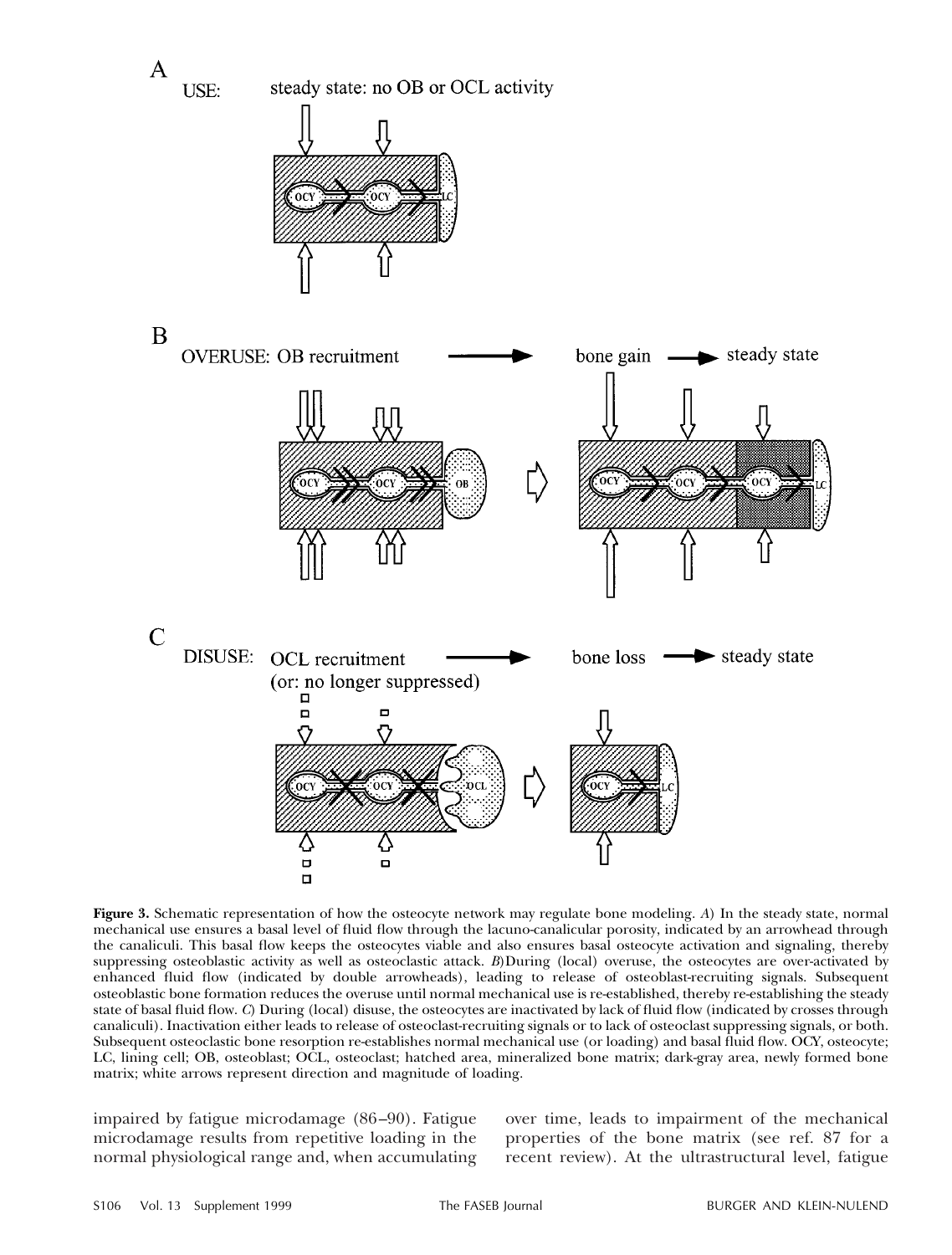**Figure 3.** Schematic representation of how the osteocyte network may regulate bone modeling. *A*) In the steady state, normal mechanical use ensures a basal level of fluid flow through the lacuno-canalicular porosity, indicated by an arrowhead through the canaliculi. This basal flow keeps the osteocytes viable and also ensures basal osteocyte activation and signaling, thereby suppressing osteoblastic activity as well as osteoclastic attack. *B*) During (local) overuse, the osteocytes are over-activated by enhanced fluid flow (indicated by double arrowheads), leading to release of osteoblast-recruiting signals. Subsequent osteoblastic bone formation reduces the overuse until normal mechanical use is re-established, thereby re-establishing the steady state of basal fluid flow. *C*) During (local) disuse, the osteocytes are inactivated by lack of fluid flow (indicated by crosses through canaliculi). Inactivation either leads to release of osteoclast-recruiting signals or to lack of osteoclast suppressing signals, or both. Subsequent osteoclastic bone resorption re-establishes normal mechanical use (or loading) and basal fluid flow. OCY, osteocyte; LC, lining cell; OB, osteoblast; OCL, osteoclast; hatched area, mineralized bone matrix; dark-gray area, newly formed bone matrix; white arrows represent direction and magnitude of loading.

impaired by fatigue microdamage (86–90). Fatigue microdamage results from repetitive loading in the normal physiological range and, when accumulating over time, leads to impairment of the mechanical properties of the bone matrix (see ref. 87 for a recent review). At the ultrastructural level, fatigue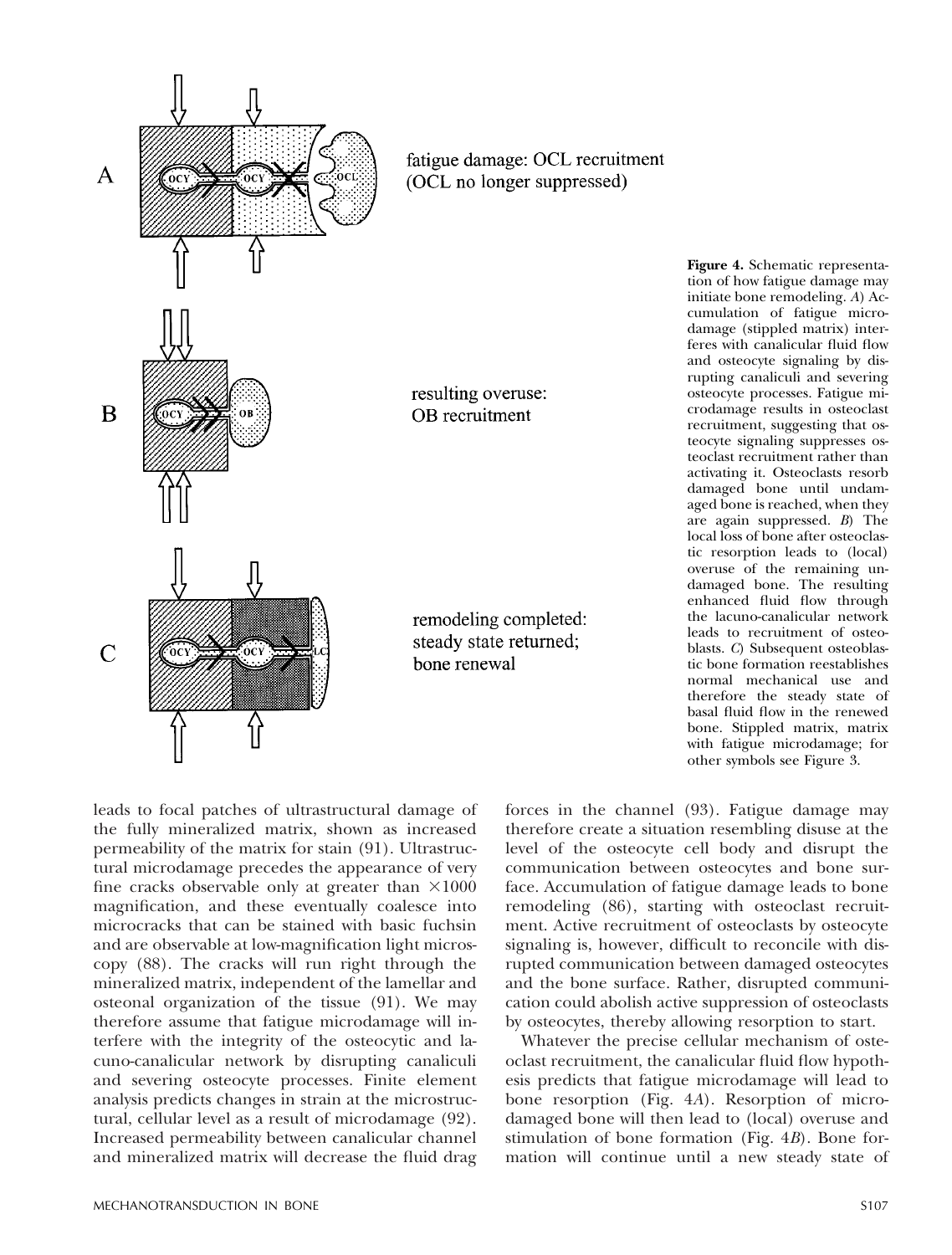fatigue damage: OCL recruitment (OCL no longer suppressed)

resulting overuse: OB recruitment

remodeling completed: steady state returned; bone renewal

**Figure 4.** Schematic representation of how fatigue damage may initiate bone remodeling. *A*) Accumulation of fatigue microdamage (stippled matrix) interferes with canalicular fluid flow and osteocyte signaling by disrupting canaliculi and severing osteocyte processes. Fatigue microdamage results in osteoclast recruitment, suggesting that osteocyte signaling suppresses osteoclast recruitment rather than activating it. Osteoclasts resorb damaged bone until undamaged bone is reached, when they are again suppressed. *B*) The local loss of bone after osteoclastic resorption leads to (local) overuse of the remaining undamaged bone. The resulting enhanced fluid flow through the lacuno-canalicular network leads to recruitment of osteoblasts. *C*) Subsequent osteoblastic bone formation reestablishes normal mechanical use and therefore the steady state of basal fluid flow in the renewed bone. Stippled matrix, matrix with fatigue microdamage; for other symbols see Figure 3.

leads to focal patches of ultrastructural damage of the fully mineralized matrix, shown as increased permeability of the matrix for stain (91). Ultrastructural microdamage precedes the appearance of very fine cracks observable only at greater than ×1000 magnification, and these eventually coalesce into microcracks that can be stained with basic fuchsin and are observable at low-magnification light microscopy (88). The cracks will run right through the mineralized matrix, independent of the lamellar and osteonal organization of the tissue (91). We may therefore assume that fatigue microdamage will interfere with the integrity of the osteocytic and lacuno-canalicular network by disrupting canaliculi and severing osteocyte processes. Finite element analysis predicts changes in strain at the microstructural, cellular level as a result of microdamage (92). Increased permeability between canalicular channel and mineralized matrix will decrease the fluid drag forces in the channel (93). Fatigue damage may therefore create a situation resembling disuse at the level of the osteocyte cell body and disrupt the communication between osteocytes and bone surface. Accumulation of fatigue damage leads to bone remodeling (86), starting with osteoclast recruitment. Active recruitment of osteoclasts by osteocyte signaling is, however, difficult to reconcile with disrupted communication between damaged osteocytes and the bone surface. Rather, disrupted communication could abolish active suppression of osteoclasts by osteocytes, thereby allowing resorption to start.

Whatever the precise cellular mechanism of osteoclast recruitment, the canalicular fluid flow hypothesis predicts that fatigue microdamage will lead to bone resorption (Fig. 4*A*). Resorption of microdamaged bone will then lead to (local) overuse and stimulation of bone formation (Fig. 4*B*). Bone formation will continue until a new steady state of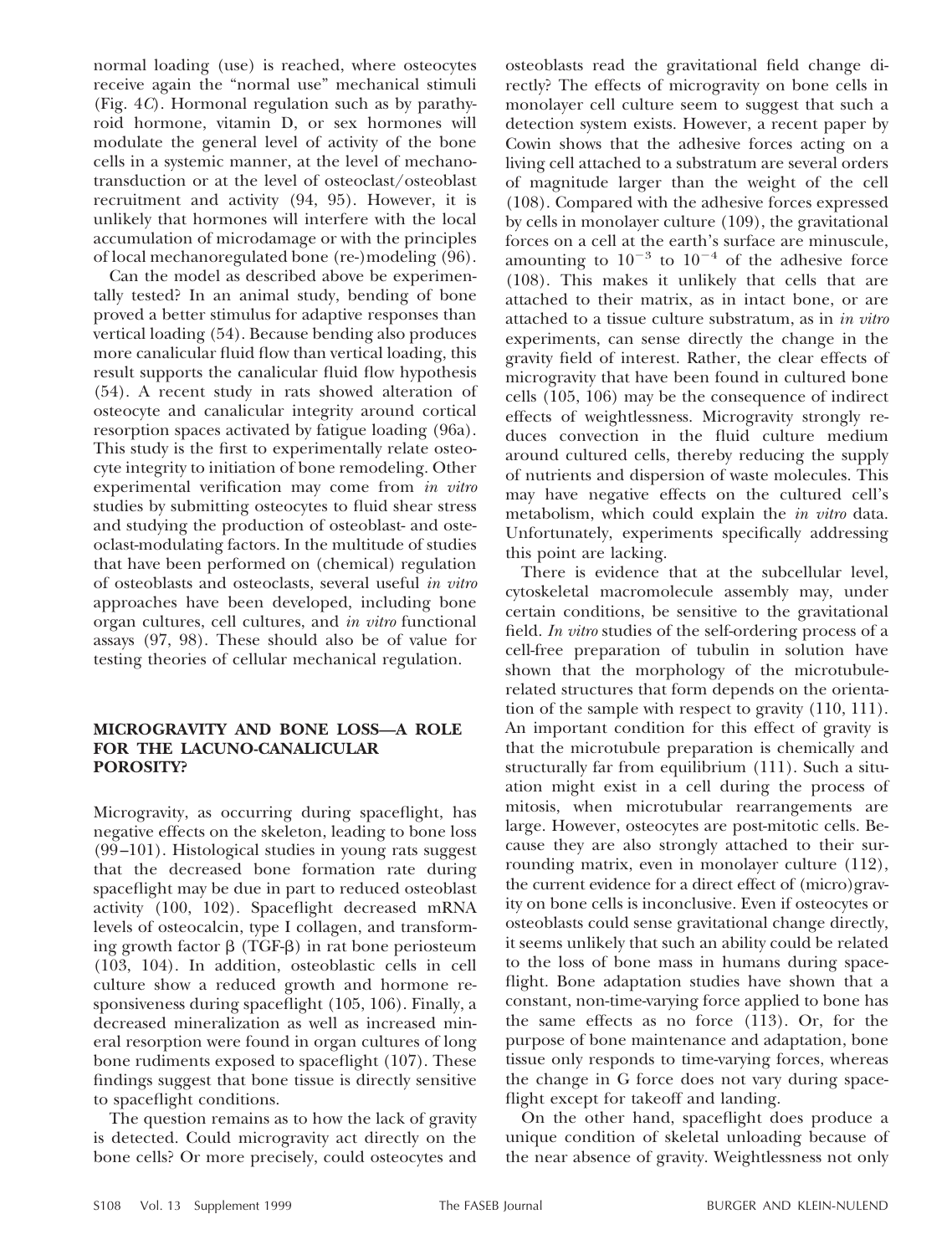normal loading (use) is reached, where osteocytes receive again the "normal use" mechanical stimuli (Fig. 4*C*). Hormonal regulation such as by parathyroid hormone, vitamin D, or sex hormones will modulate the general level of activity of the bone cells in a systemic manner, at the level of mechanotransduction or at the level of osteoclast/osteoblast recruitment and activity (94, 95). However, it is unlikely that hormones will interfere with the local accumulation of microdamage or with the principles of local mechanoregulated bone (re-)modeling (96).

Can the model as described above be experimentally tested? In an animal study, bending of bone proved a better stimulus for adaptive responses than vertical loading (54). Because bending also produces more canalicular fluid flow than vertical loading, this result supports the canalicular fluid flow hypothesis (54). A recent study in rats showed alteration of osteocyte and canalicular integrity around cortical resorption spaces activated by fatigue loading (96a). This study is the first to experimentally relate osteocyte integrity to initiation of bone remodeling. Other experimental verification may come from *in vitro* studies by submitting osteocytes to fluid shear stress and studying the production of osteoblast- and osteoclast-modulating factors. In the multitude of studies that have been performed on (chemical) regulation of osteoblasts and osteoclasts, several useful *in vitro* approaches have been developed, including bone organ cultures, cell cultures, and *in vitro* functional assays (97, 98). These should also be of value for testing theories of cellular mechanical regulation.

## MICROGRAVITY AND BONE LOSS—A ROLE FOR THE LACUNO-CANALICULAR POROSITY?

Microgravity, as occurring during spaceflight, has negative effects on the skeleton, leading to bone loss (99–101). Histological studies in young rats suggest that the decreased bone formation rate during spaceflight may be due in part to reduced osteoblast activity (100, 102). Spaceflight decreased mRNA levels of osteocalcin, type I collagen, and transforming growth factor β (TGF-β) in rat bone periosteum (103, 104). In addition, osteoblastic cells in cell culture show a reduced growth and hormone responsiveness during spaceflight (105, 106). Finally, a decreased mineralization as well as increased mineral resorption were found in organ cultures of long bone rudiments exposed to spaceflight (107). These findings suggest that bone tissue is directly sensitive to spaceflight conditions.

The question remains as to how the lack of gravity is detected. Could microgravity act directly on the bone cells? Or more precisely, could osteocytes and osteoblasts read the gravitational field change directly? The effects of microgravity on bone cells in monolayer cell culture seem to suggest that such a detection system exists. However, a recent paper by Cowin shows that the adhesive forces acting on a living cell attached to a substratum are several orders of magnitude larger than the weight of the cell (108). Compared with the adhesive forces expressed by cells in monolayer culture (109), the gravitational forces on a cell at the earth's surface are minuscule, amounting to $10^{-3}$ to $10^{-4}$ of the adhesive force (108). This makes it unlikely that cells that are attached to their matrix, as in intact bone, or are attached to a tissue culture substratum, as in *in vitro* experiments, can sense directly the change in the gravity field of interest. Rather, the clear effects of microgravity that have been found in cultured bone cells (105, 106) may be the consequence of indirect effects of weightlessness. Microgravity strongly reduces convection in the fluid culture medium around cultured cells, thereby reducing the supply of nutrients and dispersion of waste molecules. This may have negative effects on the cultured cell's metabolism, which could explain the *in vitro* data. Unfortunately, experiments specifically addressing this point are lacking.

There is evidence that at the subcellular level, cytoskeletal macromolecule assembly may, under certain conditions, be sensitive to the gravitational field. *In vitro* studies of the self-ordering process of a cell-free preparation of tubulin in solution have shown that the morphology of the microtubule-related structures that form depends on the orientation of the sample with respect to gravity (110, 111). An important condition for this effect of gravity is that the microtubule preparation is chemically and structurally far from equilibrium (111). Such a situation might exist in a cell during the process of mitosis, when microtubular rearrangements are large. However, osteocytes are post-mitotic cells. Because they are also strongly attached to their surrounding matrix, even in monolayer culture (112), the current evidence for a direct effect of (micro)gravity on bone cells is inconclusive. Even if osteocytes or osteoblasts could sense gravitational change directly, it seems unlikely that such an ability could be related to the loss of bone mass in humans during spaceflight. Bone adaptation studies have shown that a constant, non-time-varying force applied to bone has the same effects as no force (113). Or, for the purpose of bone maintenance and adaptation, bone tissue only responds to time-varying forces, whereas the change in G force does not vary during spaceflight except for takeoff and landing.

On the other hand, spaceflight does produce a unique condition of skeletal unloading because of the near absence of gravity. Weightlessness not only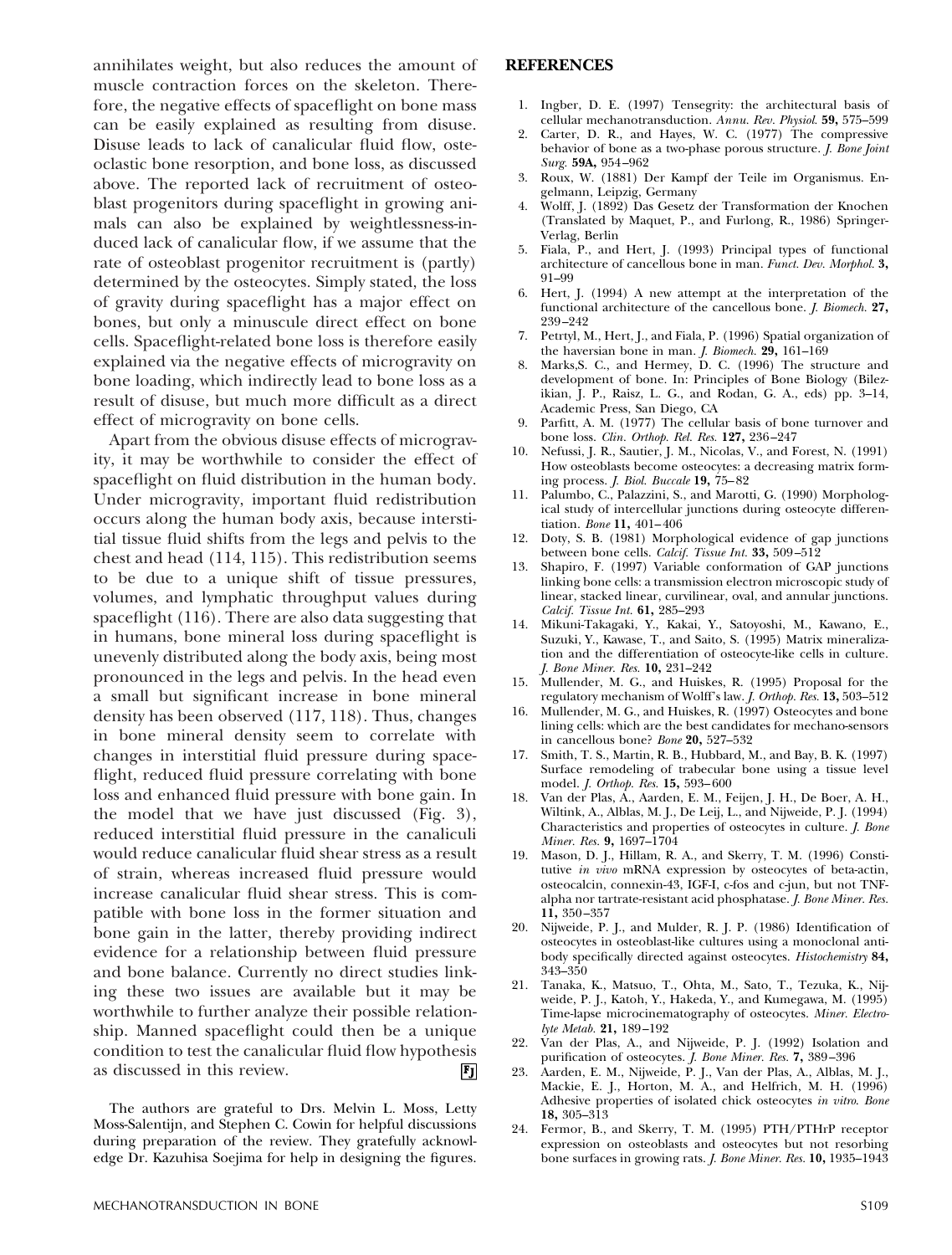annihilates weight, but also reduces the amount of muscle contraction forces on the skeleton. Therefore, the negative effects of spaceflight on bone mass can be easily explained as resulting from disuse. Disuse leads to lack of canalicular fluid flow, osteoclastic bone resorption, and bone loss, as discussed above. The reported lack of recruitment of osteoblast progenitors during spaceflight in growing animals can also be explained by weightlessness-induced lack of canalicular flow, if we assume that the rate of osteoblast progenitor recruitment is (partly) determined by the osteocytes. Simply stated, the loss of gravity during spaceflight has a major effect on bones, but only a minuscule direct effect on bone cells. Spaceflight-related bone loss is therefore easily explained via the negative effects of microgravity on bone loading, which indirectly lead to bone loss as a result of disuse, but much more difficult as a direct effect of microgravity on bone cells.

Apart from the obvious disuse effects of microgravity, it may be worthwhile to consider the effect of spaceflight on fluid distribution in the human body. Under microgravity, important fluid redistribution occurs along the human body axis, because interstitial tissue fluid shifts from the legs and pelvis to the chest and head (114, 115). This redistribution seems to be due to a unique shift of tissue pressures, volumes, and lymphatic throughput values during spaceflight (116). There are also data suggesting that in humans, bone mineral loss during spaceflight is unevenly distributed along the body axis, being most pronounced in the legs and pelvis. In the head even a small but significant increase in bone mineral density has been observed (117, 118). Thus, changes in bone mineral density seem to correlate with changes in interstitial fluid pressure during spaceflight, reduced fluid pressure correlating with bone loss and enhanced fluid pressure with bone gain. In the model that we have just discussed (Fig. 3), reduced interstitial fluid pressure in the canaliculi would reduce canalicular fluid shear stress as a result of strain, whereas increased fluid pressure would increase canalicular fluid shear stress. This is compatible with bone loss in the former situation and bone gain in the latter, thereby providing indirect evidence for a relationship between fluid pressure and bone balance. Currently no direct studies linking these two issues are available but it may be worthwhile to further analyze their possible relationship. Manned spaceflight could then be a unique condition to test the canalicular fluid flow hypothesis as discussed in this review.

The authors are grateful to Drs. Melvin L. Moss, Letty Moss-Salentijn, and Stephen C. Cowin for helpful discussions during preparation of the review. They gratefully acknowledge Dr. Kazuhisa Soejima for help in designing the figures.

## REFERENCES

1. Ingber, D. E. (1997) Tensegrity: the architectural basis of cellular mechanotransduction. *Annu. Rev. Physiol.* **59,** 575–599
2. Carter, D. R., and Hayes, W. C. (1977) The compressive behavior of bone as a two-phase porous structure. *J. Bone Joint Surg.* **59A,** 954–962
3. Roux, W. (1881) Der Kampf der Teile im Organismus. Engelmann, Leipzig, Germany
4. Wolff, J. (1892) Das Gesetz der Transformation der Knochen (Translated by Maquet, P., and Furlong, R., 1986) Springer-Verlag, Berlin
5. Fiala, P., and Hert, J. (1993) Principal types of functional architecture of cancellous bone in man. *Funct. Dev. Morphol.* **3,** 91–99
6. Hert, J. (1994) A new attempt at the interpretation of the functional architecture of the cancellous bone. *J. Biomech.* **27,** 239–242
7. Petrtyl, M., Hert, J., and Fiala, P. (1996) Spatial organization of the haversian bone in man. *J. Biomech.* **29,** 161–169
8. Marks,S. C., and Hermey, D. C. (1996) The structure and development of bone. In: Principles of Bone Biology (Bilezikian, J. P., Raisz, L. G., and Rodan, G. A., eds) pp. 3–14, Academic Press, San Diego, CA
9. Parfitt, A. M. (1977) The cellular basis of bone turnover and bone loss. *Clin. Orthop. Rel. Res.* **127,** 236–247
10. Nefussi, J. R., Sautier, J. M., Nicolas, V., and Forest, N. (1991) How osteoblasts become osteocytes: a decreasing matrix forming process. *J. Biol. Buccale* **19,** 75–82
11. Palumbo, C., Palazzini, S., and Marotti, G. (1990) Morphological study of intercellular junctions during osteocyte differentiation. *Bone* **11,** 401–406
12. Doty, S. B. (1981) Morphological evidence of gap junctions between bone cells. *Calcif. Tissue Int.* **33,** 509–512
13. Shapiro, F. (1997) Variable conformation of GAP junctions linking bone cells: a transmission electron microscopic study of linear, stacked linear, curvilinear, oval, and annular junctions. *Calcif. Tissue Int.* **61,** 285–293
14. Mikuni-Takagaki, Y., Kakai, Y., Satoyoshi, M., Kawano, E., Suzuki, Y., Kawase, T., and Saito, S. (1995) Matrix mineralization and the differentiation of osteocyte-like cells in culture. *J. Bone Miner. Res.* **10,** 231–242
15. Mullender, M. G., and Huiskes, R. (1995) Proposal for the regulatory mechanism of Wolff's law. *J. Orthop. Res.* **13,** 503–512
16. Mullender, M. G., and Huiskes, R. (1997) Osteocytes and bone lining cells: which are the best candidates for mechano-sensors in cancellous bone? *Bone* **20,** 527–532
17. Smith, T. S., Martin, R. B., Hubbard, M., and Bay, B. K. (1997) Surface remodeling of trabecular bone using a tissue level model. *J. Orthop. Res.* **15,** 593–600
18. Van der Plas, A., Aarden, E. M., Feijen, J. H., De Boer, A. H., Wiltink, A., Alblas, M. J., De Leij, L., and Nijweide, P. J. (1994) Characteristics and properties of osteocytes in culture. *J. Bone Miner. Res.* **9,** 1697–1704
19. Mason, D. J., Hillam, R. A., and Skerry, T. M. (1996) Constitutive *in vivo* mRNA expression by osteocytes of beta-actin, osteocalcin, connexin-43, IGF-I, c-fos and c-jun, but not TNF-alpha nor tartrate-resistant acid phosphatase. *J. Bone Miner. Res.* **11,** 350–357
20. Nijweide, P. J., and Mulder, R. J. P. (1986) Identification of osteocytes in osteoblast-like cultures using a monoclonal antibody specifically directed against osteocytes. *Histochemistry* **84,** 343–350
21. Tanaka, K., Matsuo, T., Ohta, M., Sato, T., Tezuka, K., Nijweide, P. J., Katoh, Y., Hakeda, Y., and Kumegawa, M. (1995) Time-lapse microcinematography of osteocytes. *Miner. Electrolyte Metab.* **21,** 189–192
22. Van der Plas, A., and Nijweide, P. J. (1992) Isolation and purification of osteocytes. *J. Bone Miner. Res.* **7,** 389–396
23. Aarden, E. M., Nijweide, P. J., Van der Plas, A., Alblas, M. J., Mackie, E. J., Horton, M. A., and Helfrich, M. H. (1996) Adhesive properties of isolated chick osteocytes *in vitro*. *Bone* **18,** 305–313
24. Fermor, B., and Skerry, T. M. (1995) PTH/PTHrP receptor expression on osteoblasts and osteocytes but not resorbing bone surfaces in growing rats. *J. Bone Miner. Res.* **10,** 1935–1943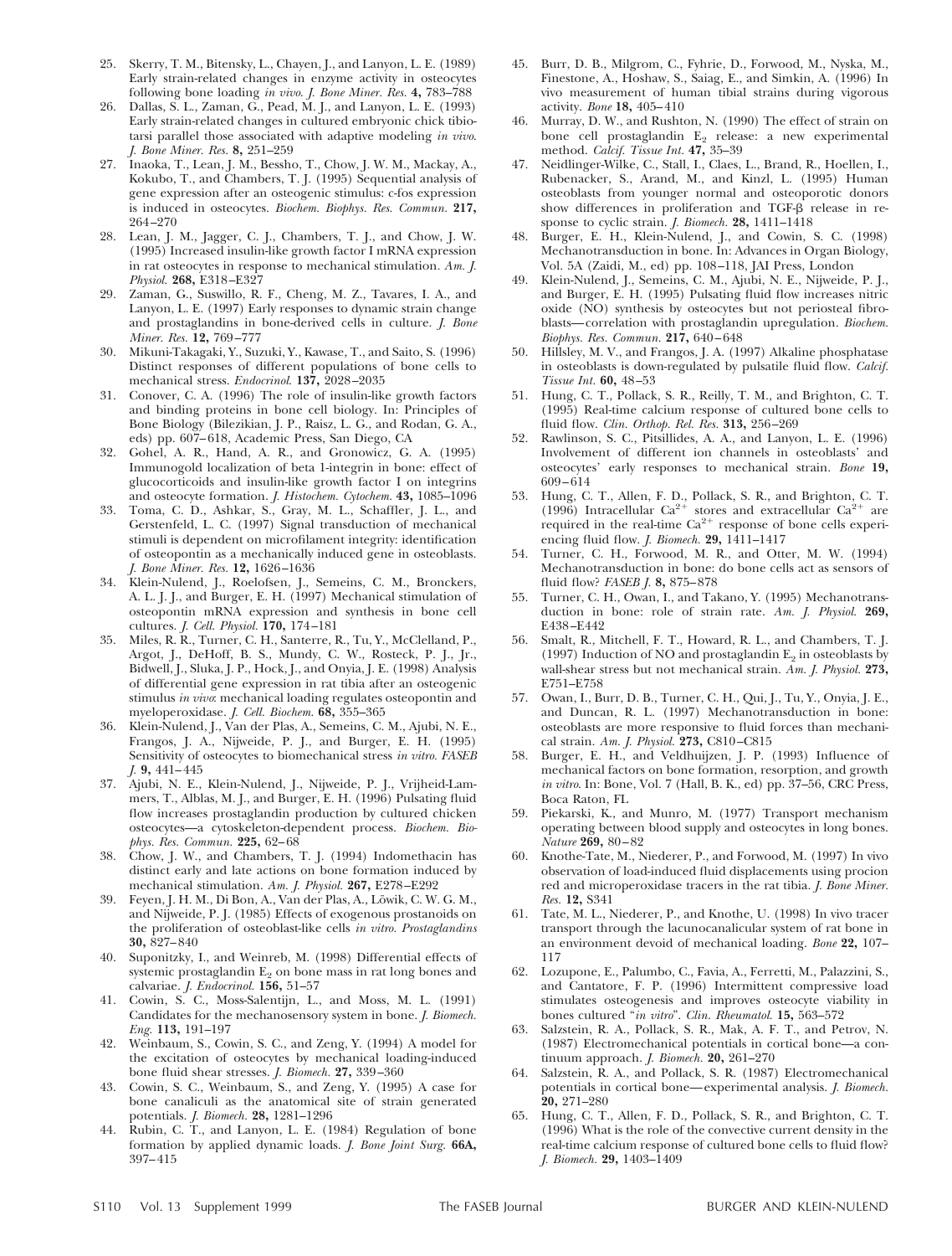25. Skerry, T. M., Bitensky, L., Chayen, J., and Lanyon, L. E. (1989) Early strain-related changes in enzyme activity in osteocytes following bone loading *in vivo*. *J. Bone Miner. Res.* **4,** 783–788
26. Dallas, S. L., Zaman, G., Pead, M. J., and Lanyon, L. E. (1993) Early strain-related changes in cultured embryonic chick tibiotarsi parallel those associated with adaptive modeling *in vivo*. *J. Bone Miner. Res.* **8,** 251–259
27. Inaoka, T., Lean, J. M., Bessho, T., Chow, J. W. M., Mackay, A., Kokubo, T., and Chambers, T. J. (1995) Sequential analysis of gene expression after an osteogenic stimulus: c-fos expression is induced in osteocytes. *Biochem. Biophys. Res. Commun.* **217,** 264–270
28. Lean, J. M., Jagger, C. J., Chambers, T. J., and Chow, J. W. (1995) Increased insulin-like growth factor I mRNA expression in rat osteocytes in response to mechanical stimulation. *Am. J. Physiol.* **268,** E318–E327
29. Zaman, G., Suswillo, R. F., Cheng, M. Z., Tavares, I. A., and Lanyon, L. E. (1997) Early responses to dynamic strain change and prostaglandins in bone-derived cells in culture. *J. Bone Miner. Res.* **12,** 769–777
30. Mikuni-Takagaki, Y., Suzuki, Y., Kawase, T., and Saito, S. (1996) Distinct responses of different populations of bone cells to mechanical stress. *Endocrinol.* **137,** 2028–2035
31. Conover, C. A. (1996) The role of insulin-like growth factors and binding proteins in bone cell biology. In: Principles of Bone Biology (Bilezikian, J. P., Raisz, L. G., and Rodan, G. A., eds) pp. 607–618, Academic Press, San Diego, CA
32. Gohel, A. R., Hand, A. R., and Gronowicz, G. A. (1995) Immunogold localization of beta 1-integrin in bone: effect of glucocorticoids and insulin-like growth factor I on integrins and osteocyte formation. *J. Histochem. Cytochem.* **43,** 1085–1096
33. Toma, C. D., Ashkar, S., Gray, M. L., Schaffler, J. L., and Gerstenfeld, L. C. (1997) Signal transduction of mechanical stimuli is dependent on microfilament integrity: identification of osteopontin as a mechanically induced gene in osteoblasts. *J. Bone Miner. Res.* **12,** 1626–1636
34. Klein-Nulend, J., Roelofsen, J., Semeins, C. M., Bronckers, A. L. J. J., and Burger, E. H. (1997) Mechanical stimulation of osteopontin mRNA expression and synthesis in bone cell cultures. *J. Cell. Physiol.* **170,** 174–181
35. Miles, R. R., Turner, C. H., Santerre, R., Tu, Y., McClelland, P., Argot, J., DeHoff, B. S., Mundy, C. W., Rosteck, P. J., Jr., Bidwell, J., Sluka, J. P., Hock, J., and Onyia, J. E. (1998) Analysis of differential gene expression in rat tibia after an osteogenic stimulus *in vivo*: mechanical loading regulates osteopontin and myeloperoxidase. *J. Cell. Biochem.* **68,** 355–365
36. Klein-Nulend, J., Van der Plas, A., Semeins, C. M., Ajubi, N. E., Frangos, J. A., Nijweide, P. J., and Burger, E. H. (1995) Sensitivity of osteocytes to biomechanical stress *in vitro*. *FASEB J.* **9,** 441–445
37. Ajubi, N. E., Klein-Nulend, J., Nijweide, P. J., Vrijheid-Lammers, T., Alblas, M. J., and Burger, E. H. (1996) Pulsating fluid flow increases prostaglandin production by cultured chicken osteocytes—a cytoskeleton-dependent process. *Biochem. Biophys. Res. Commun.* **225,** 62–68
38. Chow, J. W., and Chambers, T. J. (1994) Indomethacin has distinct early and late actions on bone formation induced by mechanical stimulation. *Am. J. Physiol.* **267,** E278–E292
39. Feyen, J. H. M., Di Bon, A., Van der Plas, A., Löwik, C. W. G. M., and Nijweide, P. J. (1985) Effects of exogenous prostanoids on the proliferation of osteoblast-like cells *in vitro*. *Prostaglandins* **30,** 827–840
40. Suponitzky, I., and Weinreb, M. (1998) Differential effects of systemic prostaglandin $E_2$ on bone mass in rat long bones and calvariae. *J. Endocrinol.* **156,** 51–57
41. Cowin, S. C., Moss-Salentijn, L., and Moss, M. L. (1991) Candidates for the mechanosensory system in bone. *J. Biomech. Eng.* **113,** 191–197
42. Weinbaum, S., Cowin, S. C., and Zeng, Y. (1994) A model for the excitation of osteocytes by mechanical loading-induced bone fluid shear stresses. *J. Biomech.* **27,** 339–360
43. Cowin, S. C., Weinbaum, S., and Zeng, Y. (1995) A case for bone canaliculi as the anatomical site of strain generated potentials. *J. Biomech.* **28,** 1281–1296
44. Rubin, C. T., and Lanyon, L. E. (1984) Regulation of bone formation by applied dynamic loads. *J. Bone Joint Surg.* **66A,** 397–415
45. Burr, D. B., Milgrom, C., Fyhrie, D., Forwood, M., Nyska, M., Finestone, A., Hoshaw, S., Saiag, E., and Simkin, A. (1996) In vivo measurement of human tibial strains during vigorous activity. *Bone* **18,** 405–410
46. Murray, D. W., and Rushton, N. (1990) The effect of strain on bone cell prostaglandin $E_2$ release: a new experimental method. *Calcif. Tissue Int.* **47,** 35–39
47. Neidlinger-Wilke, C., Stall, I., Claes, L., Brand, R., Hoellen, I., Rubenacker, S., Arand, M., and Kinzl, L. (1995) Human osteoblasts from younger normal and osteoporotic donors show differences in proliferation and TGF-β release in response to cyclic strain. *J. Biomech.* **28,** 1411–1418
48. Burger, E. H., Klein-Nulend, J., and Cowin, S. C. (1998) Mechanotransduction in bone. In: Advances in Organ Biology, Vol. 5A (Zaidi, M., ed) pp. 108–118, JAI Press, London
49. Klein-Nulend, J., Semeins, C. M., Ajubi, N. E., Nijweide, P. J., and Burger, E. H. (1995) Pulsating fluid flow increases nitric oxide (NO) synthesis by osteocytes but not periosteal fibroblasts—correlation with prostaglandin upregulation. *Biochem. Biophys. Res. Commun.* **217,** 640–648
50. Hillsley, M. V., and Frangos, J. A. (1997) Alkaline phosphatase in osteoblasts is down-regulated by pulsatile fluid flow. *Calcif. Tissue Int.* **60,** 48–53
51. Hung, C. T., Pollack, S. R., Reilly, T. M., and Brighton, C. T. (1995) Real-time calcium response of cultured bone cells to fluid flow. *Clin. Orthop. Rel. Res.* **313,** 256–269
52. Rawlinson, S. C., Pitsillides, A. A., and Lanyon, L. E. (1996) Involvement of different ion channels in osteoblasts' and osteocytes' early responses to mechanical strain. *Bone* **19,** 609–614
53. Hung, C. T., Allen, F. D., Pollack, S. R., and Brighton, C. T. (1996) Intracellular $Ca^{2+}$ stores and extracellular $Ca^{2+}$ are required in the real-time $Ca^{2+}$ response of bone cells experiencing fluid flow. *J. Biomech.* **29,** 1411–1417
54. Turner, C. H., Forwood, M. R., and Otter, M. W. (1994) Mechanotransduction in bone: do bone cells act as sensors of fluid flow? *FASEB J.* **8,** 875–878
55. Turner, C. H., Owan, I., and Takano, Y. (1995) Mechanotransduction in bone: role of strain rate. *Am. J. Physiol.* **269,** E438–E442
56. Smalt, R., Mitchell, F. T., Howard, R. L., and Chambers, T. J. (1997) Induction of NO and prostaglandin $E_2$ in osteoblasts by wall-shear stress but not mechanical strain. *Am. J. Physiol.* **273,** E751–E758
57. Owan, I., Burr, D. B., Turner, C. H., Qui, J., Tu, Y., Onyia, J. E., and Duncan, R. L. (1997) Mechanotransduction in bone: osteoblasts are more responsive to fluid forces than mechanical strain. *Am. J. Physiol.* **273,** C810–C815
58. Burger, E. H., and Veldhuijzen, J. P. (1993) Influence of mechanical factors on bone formation, resorption, and growth *in vitro*. In: Bone, Vol. 7 (Hall, B. K., ed) pp. 37–56, CRC Press, Boca Raton, FL
59. Piekarski, K., and Munro, M. (1977) Transport mechanism operating between blood supply and osteocytes in long bones. *Nature* **269,** 80–82
60. Knothe-Tate, M., Niederer, P., and Forwood, M. (1997) In vivo observation of load-induced fluid displacements using procion red and microperoxidase tracers in the rat tibia. *J. Bone Miner. Res.* **12,** S341
61. Tate, M. L., Niederer, P., and Knothe, U. (1998) In vivo tracer transport through the lacunocanalicular system of rat bone in an environment devoid of mechanical loading. *Bone* **22,** 107–117
62. Lozupone, E., Palumbo, C., Favia, A., Ferretti, M., Palazzini, S., and Cantatore, F. P. (1996) Intermittent compressive load stimulates osteogenesis and improves osteocyte viability in bones cultured "*in vitro*". *Clin. Rheumatol.* **15,** 563–572
63. Salzstein, R. A., Pollack, S. R., Mak, A. F. T., and Petrov, N. (1987) Electromechanical potentials in cortical bone—a continuum approach. *J. Biomech.* **20,** 261–270
64. Salzstein, R. A., and Pollack, S. R. (1987) Electromechanical potentials in cortical bone—experimental analysis. *J. Biomech.* **20,** 271–280
65. Hung, C. T., Allen, F. D., Pollack, S. R., and Brighton, C. T. (1996) What is the role of the convective current density in the real-time calcium response of cultured bone cells to fluid flow? *J. Biomech.* **29,** 1403–1409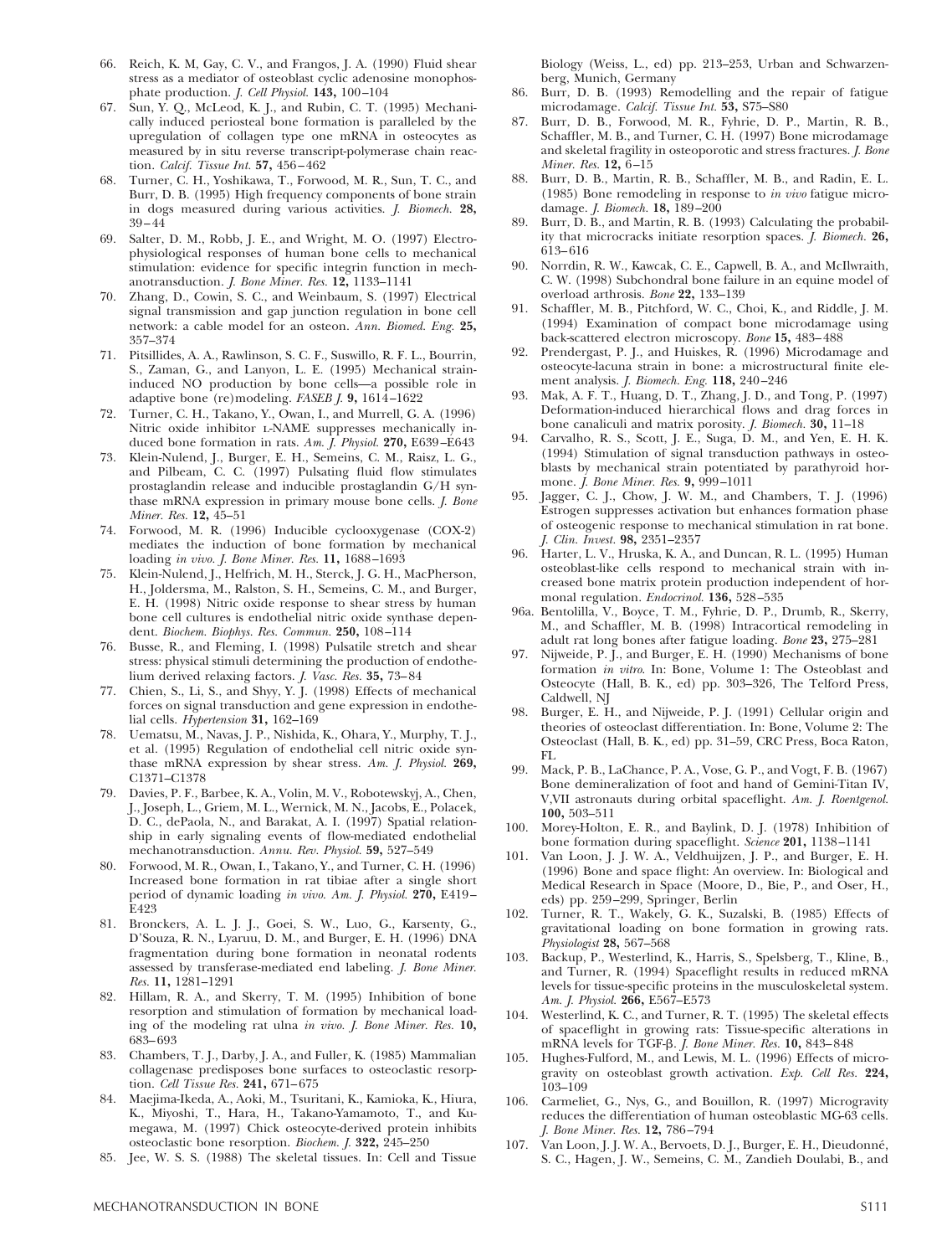66. Reich, K. M, Gay, C. V., and Frangos, J. A. (1990) Fluid shear stress as a mediator of osteoblast cyclic adenosine monophosphate production. *J. Cell Physiol.* **143,** 100–104
67. Sun, Y. Q., McLeod, K. J., and Rubin, C. T. (1995) Mechanically induced periosteal bone formation is paralleled by the upregulation of collagen type one mRNA in osteocytes as measured by in situ reverse transcript-polymerase chain reaction. *Calcif. Tissue Int.* **57,** 456–462
68. Turner, C. H., Yoshikawa, T., Forwood, M. R., Sun, T. C., and Burr, D. B. (1995) High frequency components of bone strain in dogs measured during various activities. *J. Biomech.* **28,** 39–44
69. Salter, D. M., Robb, J. E., and Wright, M. O. (1997) Electrophysiological responses of human bone cells to mechanical stimulation: evidence for specific integrin function in mechanotransduction. *J. Bone Miner. Res.* **12,** 1133–1141
70. Zhang, D., Cowin, S. C., and Weinbaum, S. (1997) Electrical signal transmission and gap junction regulation in bone cell network: a cable model for an osteon. *Ann. Biomed. Eng.* **25,** 357–374
71. Pitsillides, A. A., Rawlinson, S. C. F., Suswillo, R. F. L., Bourrin, S., Zaman, G., and Lanyon, L. E. (1995) Mechanical strain-induced NO production by bone cells—a possible role in adaptive bone (re)modeling. *FASEB J.* **9,** 1614–1622
72. Turner, C. H., Takano, Y., Owan, I., and Murrell, G. A. (1996) Nitric oxide inhibitor L-NAME suppresses mechanically induced bone formation in rats. *Am. J. Physiol.* **270,** E639–E643
73. Klein-Nulend, J., Burger, E. H., Semeins, C. M., Raisz, L. G., and Pilbeam, C. C. (1997) Pulsating fluid flow stimulates prostaglandin release and inducible prostaglandin G/H synthase mRNA expression in primary mouse bone cells. *J. Bone Miner. Res.* **12,** 45–51
74. Forwood, M. R. (1996) Inducible cyclooxygenase (COX-2) mediates the induction of bone formation by mechanical loading *in vivo. J. Bone Miner. Res.* **11,** 1688–1693
75. Klein-Nulend, J., Helfrich, M. H., Sterck, J. G. H., MacPherson, H., Joldersma, M., Ralston, S. H., Semeins, C. M., and Burger, E. H. (1998) Nitric oxide response to shear stress by human bone cell cultures is endothelial nitric oxide synthase dependent. *Biochem. Biophys. Res. Commun.* **250,** 108–114
76. Busse, R., and Fleming, I. (1998) Pulsatile stretch and shear stress: physical stimuli determining the production of endothelium derived relaxing factors. *J. Vasc. Res.* **35,** 73–84
77. Chien, S., Li, S., and Shyy, Y. J. (1998) Effects of mechanical forces on signal transduction and gene expression in endothelial cells. *Hypertension* **31,** 162–169
78. Uematsu, M., Navas, J. P., Nishida, K., Ohara, Y., Murphy, T. J., et al. (1995) Regulation of endothelial cell nitric oxide synthase mRNA expression by shear stress. *Am. J. Physiol.* **269,** C1371–C1378
79. Davies, P. F., Barbee, K. A., Volin, M. V., Robotewskyj, A., Chen, J., Joseph, L., Griem, M. L., Wernick, M. N., Jacobs, E., Polacek, D. C., dePaola, N., and Barakat, A. I. (1997) Spatial relationship in early signaling events of flow-mediated endothelial mechanotransduction. *Annu. Rev. Physiol.* **59,** 527–549
80. Forwood, M. R., Owan, I., Takano, Y., and Turner, C. H. (1996) Increased bone formation in rat tibiae after a single short period of dynamic loading *in vivo. Am. J. Physiol.* **270,** E419–E423
81. Bronckers, A. L. J. J., Goei, S. W., Luo, G., Karsenty, G., D'Souza, R. N., Lyaruu, D. M., and Burger, E. H. (1996) DNA fragmentation during bone formation in neonatal rodents assessed by transferase-mediated end labeling. *J. Bone Miner. Res.* **11,** 1281–1291
82. Hillam, R. A., and Skerry, T. M. (1995) Inhibition of bone resorption and stimulation of formation by mechanical loading of the modeling rat ulna *in vivo. J. Bone Miner. Res.* **10,** 683–693
83. Chambers, T. J., Darby, J. A., and Fuller, K. (1985) Mammalian collagenase predisposes bone surfaces to osteoclastic resorption. *Cell Tissue Res.* **241,** 671–675
84. Maejima-Ikeda, A., Aoki, M., Tsuritani, K., Kamioka, K., Hiura, K., Miyoshi, T., Hara, H., Takano-Yamamoto, T., and Kumegawa, M. (1997) Chick osteocyte-derived protein inhibits osteoclastic bone resorption. *Biochem. J.* **322,** 245–250
85. Jee, W. S. S. (1988) The skeletal tissues. In: Cell and Tissue Biology (Weiss, L., ed) pp. 213–253, Urban and Schwarzenberg, Munich, Germany
86. Burr, D. B. (1993) Remodelling and the repair of fatigue microdamage. *Calcif. Tissue Int.* **53,** S75–S80
87. Burr, D. B., Forwood, M. R., Fyhrie, D. P., Martin, R. B., Schaffler, M. B., and Turner, C. H. (1997) Bone microdamage and skeletal fragility in osteoporotic and stress fractures. *J. Bone Miner. Res.* **12,** 6–15
88. Burr, D. B., Martin, R. B., Schaffler, M. B., and Radin, E. L. (1985) Bone remodeling in response to *in vivo* fatigue microdamage. *J. Biomech.* **18,** 189–200
89. Burr, D. B., and Martin, R. B. (1993) Calculating the probability that microcracks initiate resorption spaces. *J. Biomech.* **26,** 613–616
90. Norrdin, R. W., Kawcak, C. E., Capwell, B. A., and McIlwraith, C. W. (1998) Subchondral bone failure in an equine model of overload arthrosis. *Bone* **22,** 133–139
91. Schaffler, M. B., Pitchford, W. C., Choi, K., and Riddle, J. M. (1994) Examination of compact bone microdamage using back-scattered electron microscopy. *Bone* **15,** 483–488
92. Prendergast, P. J., and Huiskes, R. (1996) Microdamage and osteocyte-lacuna strain in bone: a microstructural finite element analysis. *J. Biomech. Eng.* **118,** 240–246
93. Mak, A. F. T., Huang, D. T., Zhang, J. D., and Tong, P. (1997) Deformation-induced hierarchical flows and drag forces in bone canaliculi and matrix porosity. *J. Biomech.* **30,** 11–18
94. Carvalho, R. S., Scott, J. E., Suga, D. M., and Yen, E. H. K. (1994) Stimulation of signal transduction pathways in osteoblasts by mechanical strain potentiated by parathyroid hormone. *J. Bone Miner. Res.* **9,** 999–1011
95. Jagger, C. J., Chow, J. W. M., and Chambers, T. J. (1996) Estrogen suppresses activation but enhances formation phase of osteogenic response to mechanical stimulation in rat bone. *J. Clin. Invest.* **98,** 2351–2357
96. Harter, L. V., Hruska, K. A., and Duncan, R. L. (1995) Human osteoblast-like cells respond to mechanical strain with increased bone matrix protein production independent of hormonal regulation. *Endocrinol.* **136,** 528–535

96a. Bentolilla, V., Boyce, T. M., Fyhrie, D. P., Drumb, R., Skerry, M., and Schaffler, M. B. (1998) Intracortical remodeling in adult rat long bones after fatigue loading. *Bone* **23,** 275–281

97. Nijweide, P. J., and Burger, E. H. (1990) Mechanisms of bone formation *in vitro.* In: Bone, Volume 1: The Osteoblast and Osteocyte (Hall, B. K., ed) pp. 303–326, The Telford Press, Caldwell, NJ
98. Burger, E. H., and Nijweide, P. J. (1991) Cellular origin and theories of osteoclast differentiation. In: Bone, Volume 2: The Osteoclast (Hall, B. K., ed) pp. 31–59, CRC Press, Boca Raton, FL
99. Mack, P. B., LaChance, P. A., Vose, G. P., and Vogt, F. B. (1967) Bone demineralization of foot and hand of Gemini-Titan IV, V,VII astronauts during orbital spaceflight. *Am. J. Roentgenol.* **100,** 503–511
100. Morey-Holton, E. R., and Baylink, D. J. (1978) Inhibition of bone formation during spaceflight. *Science* **201,** 1138–1141
101. Van Loon, J. J. W. A., Veldhuijzen, J. P., and Burger, E. H. (1996) Bone and space flight: An overview. In: Biological and Medical Research in Space (Moore, D., Bie, P., and Oser, H., eds) pp. 259–299, Springer, Berlin
102. Turner, R. T., Wakely, G. K., Suzalski, B. (1985) Effects of gravitational loading on bone formation in growing rats. *Physiologist* **28,** 567–568
103. Backup, P., Westerlind, K., Harris, S., Spelsberg, T., Kline, B., and Turner, R. (1994) Spaceflight results in reduced mRNA levels for tissue-specific proteins in the musculoskeletal system. *Am. J. Physiol.* **266,** E567–E573
104. Westerlind, K. C., and Turner, R. T. (1995) The skeletal effects of spaceflight in growing rats: Tissue-specific alterations in mRNA levels for TGF-β. *J. Bone Miner. Res.* **10,** 843–848
105. Hughes-Fulford, M., and Lewis, M. L. (1996) Effects of microgravity on osteoblast growth activation. *Exp. Cell Res.* **224,** 103–109
106. Carmeliet, G., Nys, G., and Bouillon, R. (1997) Microgravity reduces the differentiation of human osteoblastic MG-63 cells. *J. Bone Miner. Res.* **12,** 786–794
107. Van Loon, J. J. W. A., Bervoets, D. J., Burger, E. H., Dieudonné, S. C., Hagen, J. W., Semeins, C. M., Zandieh Doulabi, B., and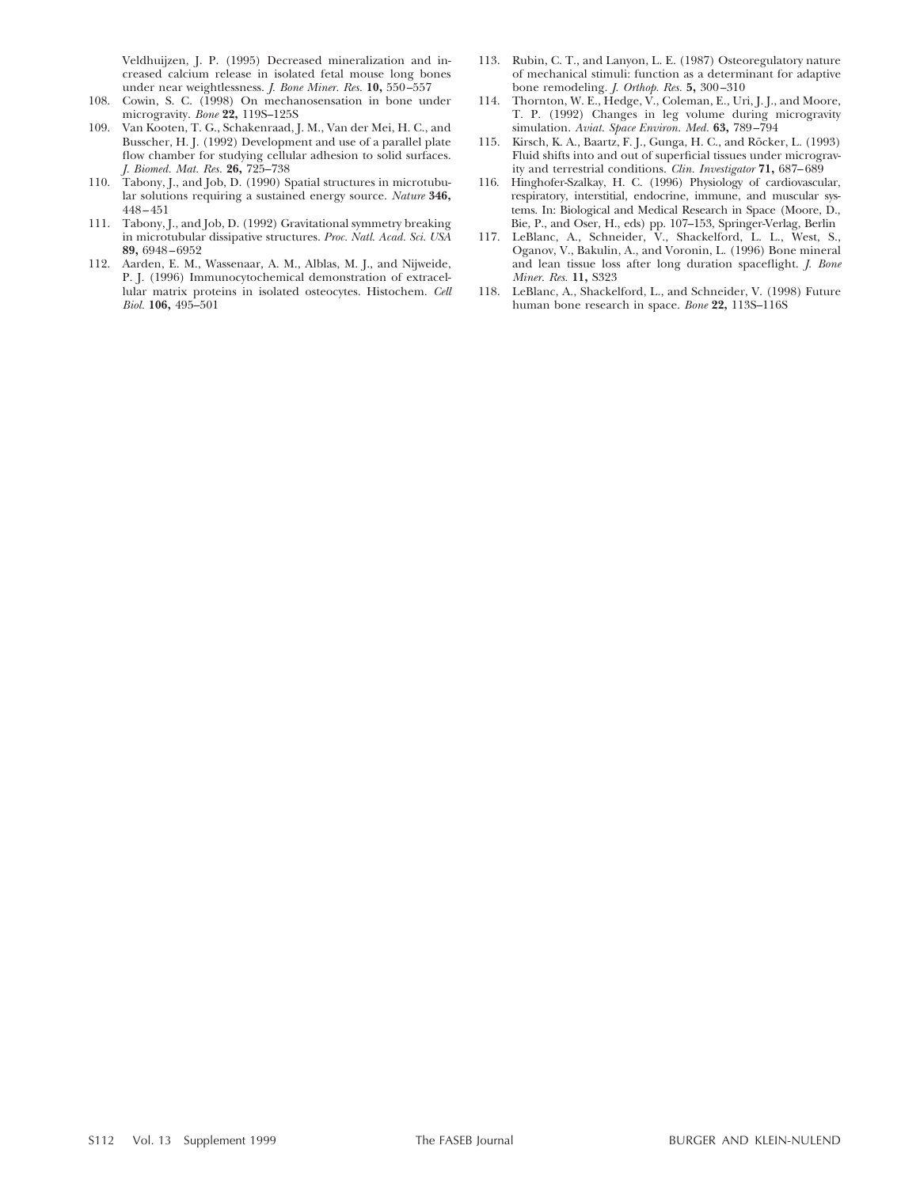Veldhuijzen, J. P. (1995) Decreased mineralization and increased calcium release in isolated fetal mouse long bones under near weightlessness. *J. Bone Miner. Res.* **10,** 550–557

108. Cowin, S. C. (1998) On mechanosensation in bone under microgravity. *Bone* **22,** 119S–125S
109. Van Kooten, T. G., Schakenraad, J. M., Van der Mei, H. C., and Busscher, H. J. (1992) Development and use of a parallel plate flow chamber for studying cellular adhesion to solid surfaces. *J. Biomed. Mat. Res.* **26,** 725–738
110. Tabony, J., and Job, D. (1990) Spatial structures in microtubular solutions requiring a sustained energy source. *Nature* **346,** 448–451
111. Tabony, J., and Job, D. (1992) Gravitational symmetry breaking in microtubular dissipative structures. *Proc. Natl. Acad. Sci. USA* **89,** 6948–6952
112. Aarden, E. M., Wassenaar, A. M., Alblas, M. J., and Nijweide, P. J. (1996) Immunocytochemical demonstration of extracellular matrix proteins in isolated osteocytes. Histochem. *Cell Biol.* **106,** 495–501
113. Rubin, C. T., and Lanyon, L. E. (1987) Osteoregulatory nature of mechanical stimuli: function as a determinant for adaptive bone remodeling. *J. Orthop. Res.* **5,** 300–310
114. Thornton, W. E., Hedge, V., Coleman, E., Uri, J. J., and Moore, T. P. (1992) Changes in leg volume during microgravity simulation. *Aviat. Space Environ. Med.* **63,** 789–794
115. Kirsch, K. A., Baartz, F. J., Gunga, H. C., and Röcker, L. (1993) Fluid shifts into and out of superficial tissues under microgravity and terrestrial conditions. *Clin. Investigator* **71,** 687–689
116. Hinghofer-Szalkay, H. C. (1996) Physiology of cardiovascular, respiratory, interstitial, endocrine, immune, and muscular systems. In: Biological and Medical Research in Space (Moore, D., Bie, P., and Oser, H., eds) pp. 107–153, Springer-Verlag, Berlin
117. LeBlanc, A., Schneider, V., Shackelford, L. L., West, S., Oganov, V., Bakulin, A., and Voronin, L. (1996) Bone mineral and lean tissue loss after long duration spaceflight. *J. Bone Miner. Res.* **11,** S323
118. LeBlanc, A., Shackelford, L., and Schneider, V. (1998) Future human bone research in space. *Bone* **22,** 113S–116S